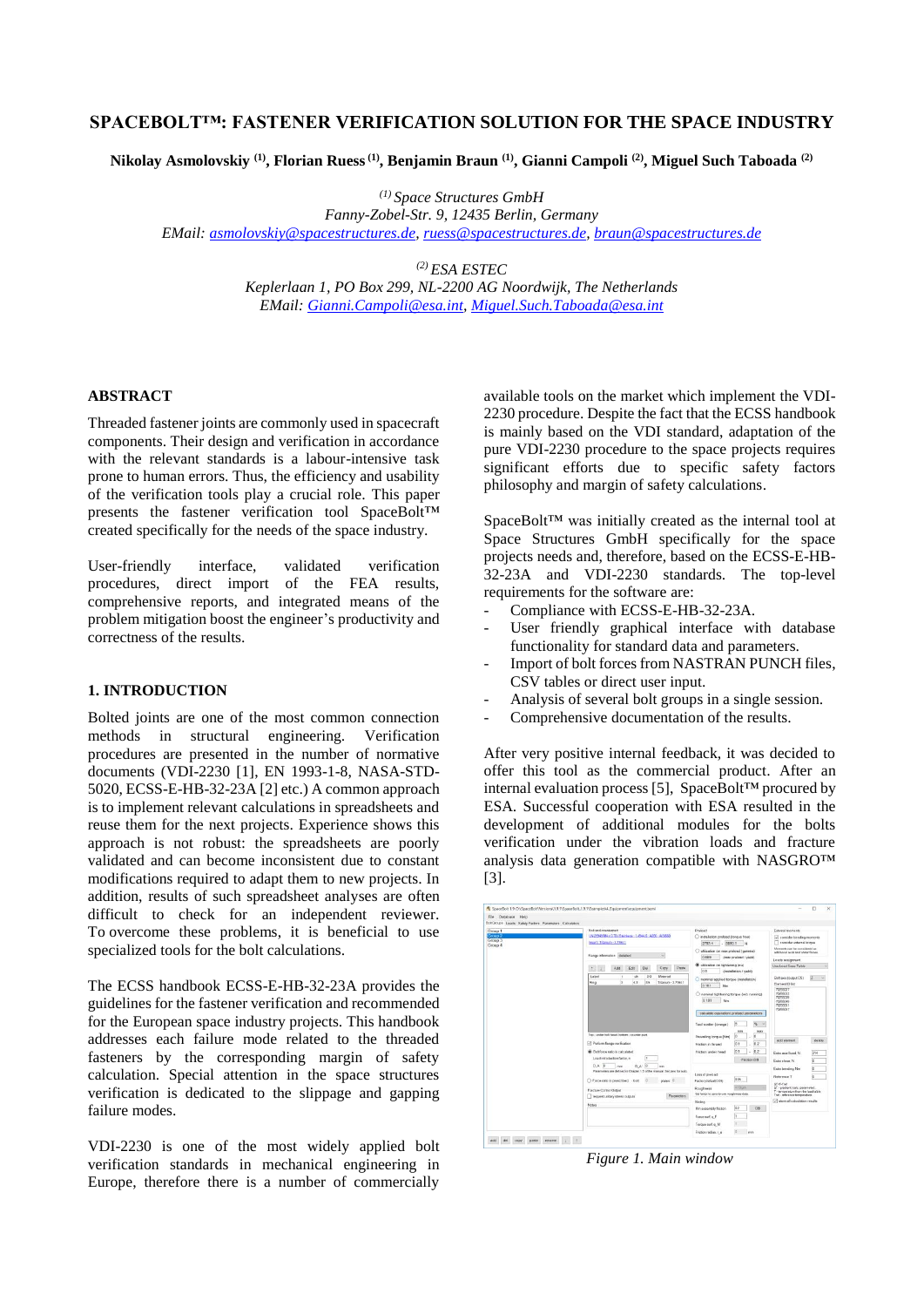# SPACEBOLT™: FASTENER VERIFICATION SOLUTION FOR THE SPACE INDUSTRY

**Nikolay Asmolovskiy [(1)], Florian Ruess [(1)], Benjamin Braun [(1)], Gianni Campoli [(2)], Miguel Such Taboada [(2)]**

*[(1)] Space Structures GmbH*
*Fanny-Zobel-Str. 9, 12435 Berlin, Germany*
*EMail: asmolovskiy@spacestructures.de, ruess@spacestructures.de, braun@spacestructures.de*

*[(2)] ESA ESTEC*
*Keplerlaan 1, PO Box 299, NL-2200 AG Noordwijk, The Netherlands*
*EMail: Gianni.Campoli@esa.int, Miguel.Such.Taboada@esa.int*

## ABSTRACT

Threaded fastener joints are commonly used in spacecraft components. Their design and verification in accordance with the relevant standards is a labour-intensive task prone to human errors. Thus, the efficiency and usability of the verification tools play a crucial role. This paper presents the fastener verification tool SpaceBolt™ created specifically for the needs of the space industry.

User-friendly interface, validated verification procedures, direct import of the FEA results, comprehensive reports, and integrated means of the problem mitigation boost the engineer's productivity and correctness of the results.

## 1. INTRODUCTION

Bolted joints are one of the most common connection methods in structural engineering. Verification procedures are presented in the number of normative documents (VDI-2230 [1], EN 1993-1-8, NASA-STD-5020, ECSS-E-HB-32-23A [2] etc.) A common approach is to implement relevant calculations in spreadsheets and reuse them for the next projects. Experience shows this approach is not robust: the spreadsheets are poorly validated and can become inconsistent due to constant modifications required to adapt them to new projects. In addition, results of such spreadsheet analyses are often difficult to check for an independent reviewer. To overcome these problems, it is beneficial to use specialized tools for the bolt calculations.

The ECSS handbook ECSS-E-HB-32-23A provides the guidelines for the fastener verification and recommended for the European space industry projects. This handbook addresses each failure mode related to the threaded fasteners by the corresponding margin of safety calculation. Special attention in the space structures verification is dedicated to the slippage and gapping failure modes.

VDI-2230 is one of the most widely applied bolt verification standards in mechanical engineering in Europe, therefore there is a number of commercially available tools on the market which implement the VDI-2230 procedure. Despite the fact that the ECSS handbook is mainly based on the VDI standard, adaptation of the pure VDI-2230 procedure to the space projects requires significant efforts due to specific safety factors philosophy and margin of safety calculations.

SpaceBolt™ was initially created as the internal tool at Space Structures GmbH specifically for the space projects needs and, therefore, based on the ECSS-E-HB-32-23A and VDI-2230 standards. The top-level requirements for the software are:

- Compliance with ECSS-E-HB-32-23A.
- User friendly graphical interface with database functionality for standard data and parameters.
- Import of bolt forces from NASTRAN PUNCH files, CSV tables or direct user input.
- Analysis of several bolt groups in a single session.
- Comprehensive documentation of the results.

After very positive internal feedback, it was decided to offer this tool as the commercial product. After an internal evaluation process [5], SpaceBolt™ procured by ESA. Successful cooperation with ESA resulted in the development of additional modules for the bolts verification under the vibration loads and fracture analysis data generation compatible with NASGRO™ [3].

*Figure 1. Main window*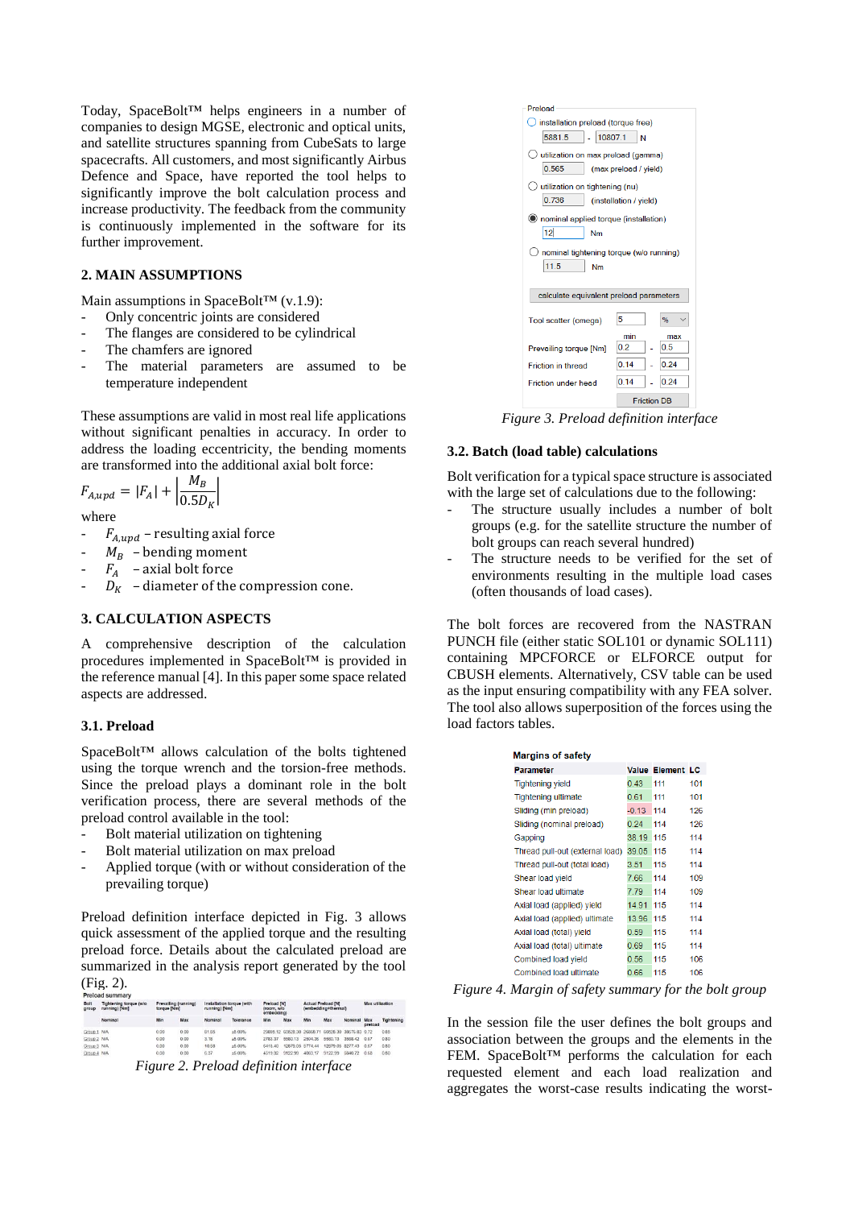Today, SpaceBolt™ helps engineers in a number of companies to design MGSE, electronic and optical units, and satellite structures spanning from CubeSats to large spacecrafts. All customers, and most significantly Airbus Defence and Space, have reported the tool helps to significantly improve the bolt calculation process and increase productivity. The feedback from the community is continuously implemented in the software for its further improvement.

## 2. MAIN ASSUMPTIONS

Main assumptions in SpaceBolt™ (v.1.9):

- Only concentric joints are considered
- The flanges are considered to be cylindrical
- The chamfers are ignored
- The material parameters are assumed to be temperature independent

These assumptions are valid in most real life applications without significant penalties in accuracy. In order to address the loading eccentricity, the bending moments are transformed into the additional axial bolt force:

$$F_{A,upd} = |F_A| + \left|\frac{M_B}{0.5D_K}\right|$$

where

- $F_{A,upd}$ – resulting axial force
- $M_B$ – bending moment
- $F_A$ – axial bolt force
- $D_K$ – diameter of the compression cone.

## 3. CALCULATION ASPECTS

A comprehensive description of the calculation procedures implemented in SpaceBolt™ is provided in the reference manual [4]. In this paper some space related aspects are addressed.

### 3.1. Preload

SpaceBolt™ allows calculation of the bolts tightened using the torque wrench and the torsion-free methods. Since the preload plays a dominant role in the bolt verification process, there are several methods of the preload control available in the tool:

- Bolt material utilization on tightening
- Bolt material utilization on max preload
- Applied torque (with or without consideration of the prevailing torque)

Preload definition interface depicted in Fig. 3 allows quick assessment of the applied torque and the resulting preload force. Details about the calculated preload are summarized in the analysis report generated by the tool (Fig. 2).

Preload summary

| Bolt group | Tightening torque (w/o running) [Nm] | Prevailing (running) torque [Nm] | | Installation torque (with running) [Nm] | | Preload [N] (room, w/o embedding) | | Actual Preload [N] (embedding+thermal) | | | Max utilization | |
|---|---|---|---|---|---|---|---|---|---|---|---|---|
| | Nominal | Min | Max | Nominal | Tolerance | Min | Max | Min | Max | Nominal | Max preload | Tightening |
| Group 1 | N/A | 0.00 | 0.00 | 61.05 | ±5.00% | 29695.12 | 60528.30 | 26658.71 | 60528.30 | 38675.60 | 0.72 | 0.85 |
| Group 2 | N/A | 0.00 | 0.00 | 3.76 | ±5.00% | 2783.37 | 5560.13 | 2604.36 | 5560.13 | 3668.42 | 0.67 | 0.80 |
| Group 3 | N/A | 0.00 | 0.00 | 10.58 | ±5.00% | 6416.40 | 12679.58 | 5716.44 | 12679.58 | 8277.43 | 0.67 | 0.80 |
| Group 4 | N/A | 0.00 | 0.00 | 6.37 | ±5.00% | 4515.92 | 9122.99 | 4063.17 | 9122.99 | 5846.72 | 0.68 | 0.80 |

*Figure 2. Preload definition interface*

Preload

- ( ) installation preload (torque free): 5881.5 – 10807.1 N
- ( ) utilization on max preload (gamma): 0.565 (max preload / yield)
- ( ) utilization on tightening (nu): 0.738 (installation / yield)
- (•) nominal applied torque (installation): 12 Nm
- ( ) nominal tightening torque (w/o running): 11.5 Nm

calculate equivalent preload parameters

Tool scatter (omega): 5 %

| | min | | max |
|---|---|---|---|
| Prevailing torque [Nm] | 0.2 | - | 0.5 |
| Friction in thread | 0.14 | - | 0.24 |
| Friction under head | 0.14 | - | 0.24 |

Friction DB

*Figure 3. Preload definition interface*

### 3.2. Batch (load table) calculations

Bolt verification for a typical space structure is associated with the large set of calculations due to the following:

- The structure usually includes a number of bolt groups (e.g. for the satellite structure the number of bolt groups can reach several hundred)
- The structure needs to be verified for the set of environments resulting in the multiple load cases (often thousands of load cases).

The bolt forces are recovered from the NASTRAN PUNCH file (either static SOL101 or dynamic SOL111) containing MPCFORCE or ELFORCE output for CBUSH elements. Alternatively, CSV table can be used as the input ensuring compatibility with any FEA solver. The tool also allows superposition of the forces using the load factors tables.

**Margins of safety**

| Parameter | Value | Element | LC |
|---|---|---|---|
| Tightening yield | 0.43 | 111 | 101 |
| Tightening ultimate | 0.61 | 111 | 101 |
| Sliding (min preload) | -0.13 | 114 | 126 |
| Sliding (nominal preload) | 0.24 | 114 | 126 |
| Gapping | 38.19 | 115 | 114 |
| Thread pull-out (external load) | 39.05 | 115 | 114 |
| Thread pull-out (total load) | 3.51 | 115 | 114 |
| Shear load yield | 7.66 | 114 | 109 |
| Shear load ultimate | 7.79 | 114 | 109 |
| Axial load (applied) yield | 14.91 | 115 | 114 |
| Axial load (applied) ultimate | 13.96 | 115 | 114 |
| Axial load (total) yield | 0.59 | 115 | 114 |
| Axial load (total) ultimate | 0.69 | 115 | 114 |
| Combined load yield | 0.56 | 115 | 106 |
| Combined load ultimate | 0.66 | 115 | 106 |

*Figure 4. Margin of safety summary for the bolt group*

In the session file the user defines the bolt groups and association between the groups and the elements in the FEM. SpaceBolt™ performs the calculation for each requested element and each load realization and aggregates the worst-case results indicating the worst-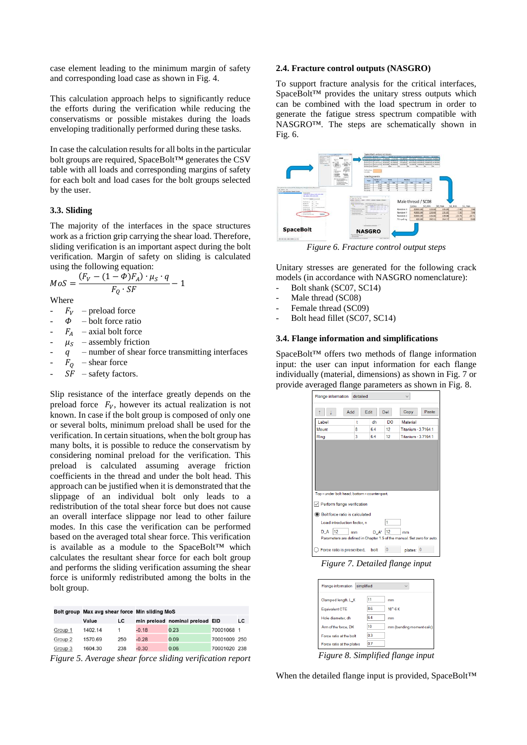case element leading to the minimum margin of safety and corresponding load case as shown in Fig. 4.

This calculation approach helps to significantly reduce the efforts during the verification while reducing the conservatisms or possible mistakes during the loads enveloping traditionally performed during these tasks.

In case the calculation results for all bolts in the particular bolt groups are required, SpaceBolt™ generates the CSV table with all loads and corresponding margins of safety for each bolt and load cases for the bolt groups selected by the user.

### 3.3. Sliding

The majority of the interfaces in the space structures work as a friction grip carrying the shear load. Therefore, sliding verification is an important aspect during the bolt verification. Margin of safety on sliding is calculated using the following equation:

$$MoS = \frac{(F_V - (1-\Phi)F_A) \cdot \mu_S \cdot q}{F_Q \cdot SF} - 1$$

Where

- $F_V$ – preload force
- $\Phi$ – bolt force ratio
- $F_A$ – axial bolt force
- $\mu_S$ – assembly friction
- $q$ – number of shear force transmitting interfaces
- $F_Q$ – shear force
- $SF$ – safety factors.

Slip resistance of the interface greatly depends on the preload force $F_V$, however its actual realization is not known. In case if the bolt group is composed of only one or several bolts, minimum preload shall be used for the verification. In certain situations, when the bolt group has many bolts, it is possible to reduce the conservatism by considering nominal preload for the verification. This preload is calculated assuming average friction coefficients in the thread and under the bolt head. This approach can be justified when it is demonstrated that the slippage of an individual bolt only leads to a redistribution of the total shear force but does not cause an overall interface slippage nor lead to other failure modes. In this case the verification can be performed based on the averaged total shear force. This verification is available as a module to the SpaceBolt™ which calculates the resultant shear force for each bolt group and performs the sliding verification assuming the shear force is uniformly redistributed among the bolts in the bolt group.

| Bolt group | Max avg shear force | | Min sliding MoS | | | |
|---|---|---|---|---|---|---|
| | Value | LC | min preload | nominal preload | EID | LC |
| Group 1 | 1402.14 | 1 | -0.18 | 0.23 | 70001068 | 1 |
| Group 2 | 1570.69 | 250 | -0.28 | 0.09 | 70001009 | 250 |
| Group 3 | 1604.30 | 238 | -0.30 | 0.06 | 70001020 | 238 |

*Figure 5. Average shear force sliding verification report*

### 2.4. Fracture control outputs (NASGRO)

To support fracture analysis for the critical interfaces, SpaceBolt™ provides the unitary stress outputs which can be combined with the load spectrum in order to generate the fatigue stress spectrum compatible with NASGRO™. The steps are schematically shown in Fig. 6.

*Figure 6. Fracture control output steps*

Unitary stresses are generated for the following crack models (in accordance with NASGRO nomenclature):

- Bolt shank (SC07, SC14)
- Male thread (SC08)
- Female thread (SC09)
- Bolt head fillet (SC07, SC14)

### 3.4. Flange information and simplifications

SpaceBolt™ offers two methods of flange information input: the user can input information for each flange individually (material, dimensions) as shown in Fig. 7 or provide averaged flange parameters as shown in Fig. 8.

*Figure 7. Detailed flange input*

*Figure 8. Simplified flange input*

When the detailed flange input is provided, SpaceBolt™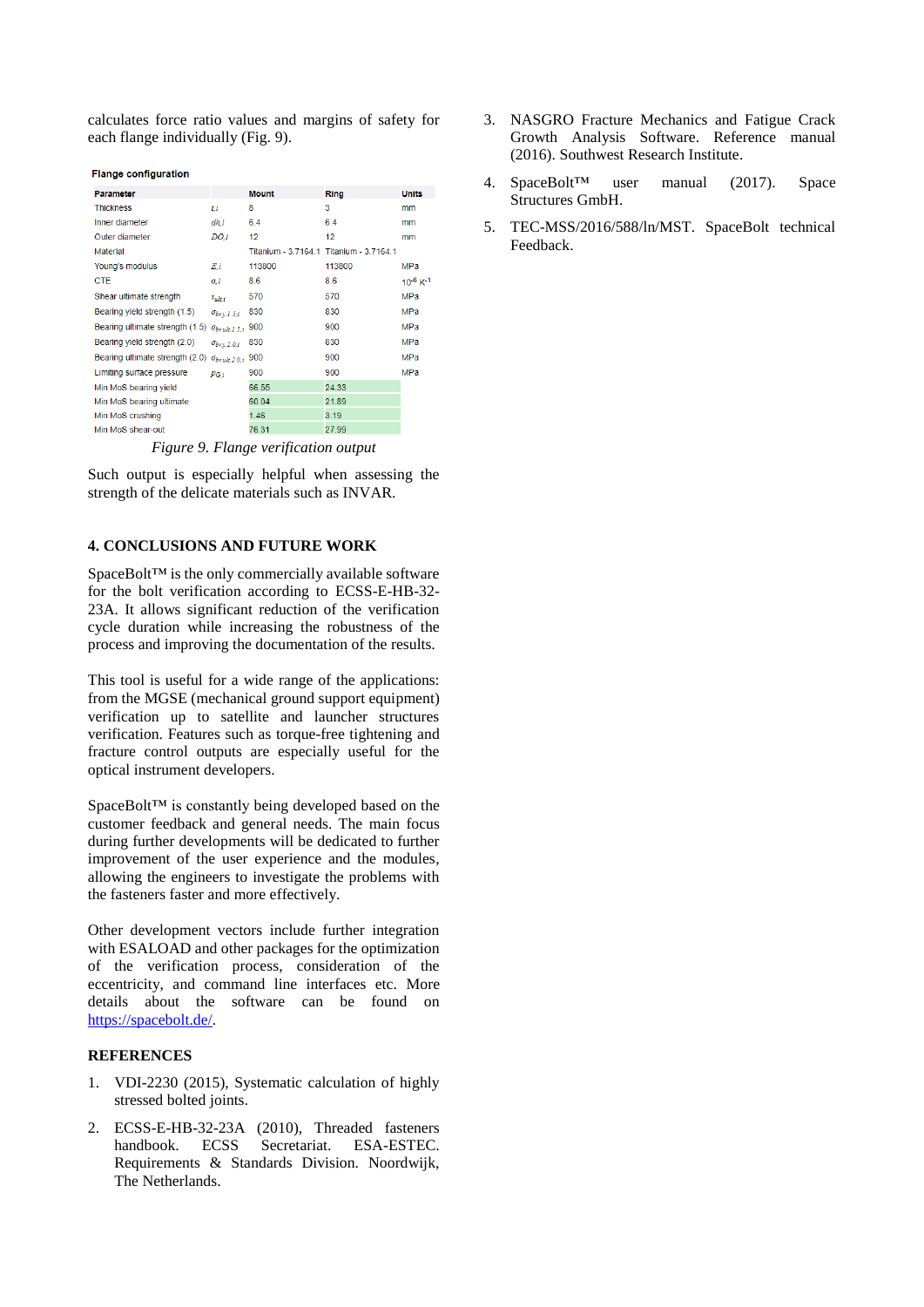calculates force ratio values and margins of safety for each flange individually (Fig. 9).

**Flange configuration**

| Parameter | | Mount | Ring | Units |
|---|---|---|---|---|
| Thickness | $t_{,i}$ | 6 | 3 | mm |
| Inner diameter | $dh_{,i}$ | 6.4 | 6.4 | mm |
| Outer diameter | $DO_{,i}$ | 12 | 12 | mm |
| Material | | Titanium - 3.7164.1 | Titanium - 3.7164.1 | |
| Young's modulus | $E_{,i}$ | 113800 | 113800 | MPa |
| CTE | $\alpha_{,i}$ | 8.6 | 8.6 | $10^{-6}$ K$^{-1}$ |
| Shear ultimate strength | $\tau_{ult,i}$ | 570 | 570 | MPa |
| Bearing yield strength (1.5) | $\sigma_{bry,1.5,i}$ | 830 | 830 | MPa |
| Bearing ultimate strength (1.5) | $\sigma_{bruit,1.5,i}$ | 900 | 900 | MPa |
| Bearing yield strength (2.0) | $\sigma_{bry,2.0,i}$ | 830 | 830 | MPa |
| Bearing ultimate strength (2.0) | $\sigma_{bruit,2.0,i}$ | 900 | 900 | MPa |
| Limiting surface pressure | $PG_{,i}$ | 900 | 900 | MPa |
| Min MoS bearing yield | | 66.55 | 24.33 | |
| Min MoS bearing ultimate | | 60.04 | 21.89 | |
| Min MoS crushing | | 1.46 | 3.19 | |
| Min MoS shear-out | | 76.31 | 27.99 | |

*Figure 9. Flange verification output*

Such output is especially helpful when assessing the strength of the delicate materials such as INVAR.

## 4. CONCLUSIONS AND FUTURE WORK

SpaceBolt™ is the only commercially available software for the bolt verification according to ECSS-E-HB-32-23A. It allows significant reduction of the verification cycle duration while increasing the robustness of the process and improving the documentation of the results.

This tool is useful for a wide range of the applications: from the MGSE (mechanical ground support equipment) verification up to satellite and launcher structures verification. Features such as torque-free tightening and fracture control outputs are especially useful for the optical instrument developers.

SpaceBolt™ is constantly being developed based on the customer feedback and general needs. The main focus during further developments will be dedicated to further improvement of the user experience and the modules, allowing the engineers to investigate the problems with the fasteners faster and more effectively.

Other development vectors include further integration with ESALOAD and other packages for the optimization of the verification process, consideration of the eccentricity, and command line interfaces etc. More details about the software can be found on https://spacebolt.de/.

## REFERENCES

1. VDI-2230 (2015), Systematic calculation of highly stressed bolted joints.
2. ECSS-E-HB-32-23A (2010), Threaded fasteners handbook. ECSS Secretariat. ESA-ESTEC. Requirements & Standards Division. Noordwijk, The Netherlands.
3. NASGRO Fracture Mechanics and Fatigue Crack Growth Analysis Software. Reference manual (2016). Southwest Research Institute.
4. SpaceBolt™ user manual (2017). Space Structures GmbH.
5. TEC-MSS/2016/588/ln/MST. SpaceBolt technical Feedback.